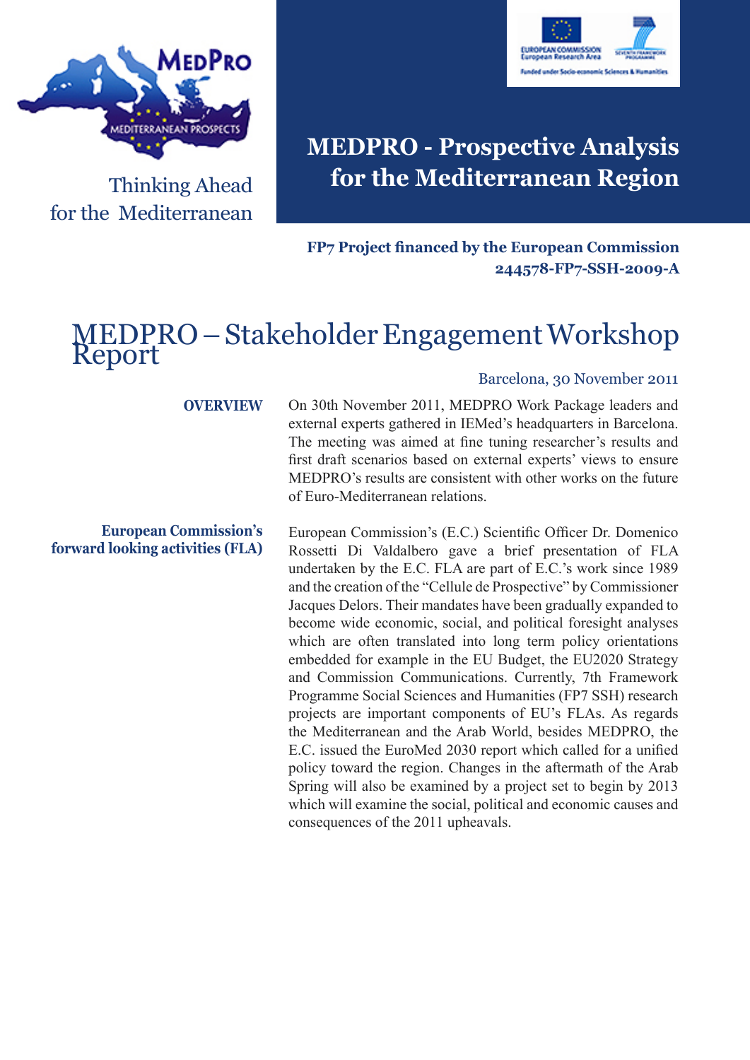Thinking Ahead for the Mediterranean

# MEDPRO - Prospective Analysis for the Mediterranean Region

**FP7 Project financed by the European Commission**
**244578-FP7-SSH-2009-A**

# MEDPRO – Stakeholder Engagement Workshop Report

Barcelona, 30 November 2011

## OVERVIEW

On 30th November 2011, MEDPRO Work Package leaders and external experts gathered in IEMed's headquarters in Barcelona. The meeting was aimed at fine tuning researcher's results and first draft scenarios based on external experts' views to ensure MEDPRO's results are consistent with other works on the future of Euro-Mediterranean relations.

## European Commission's forward looking activities (FLA)

European Commission's (E.C.) Scientific Officer Dr. Domenico Rossetti Di Valdalbero gave a brief presentation of FLA undertaken by the E.C. FLA are part of E.C.'s work since 1989 and the creation of the "Cellule de Prospective" by Commissioner Jacques Delors. Their mandates have been gradually expanded to become wide economic, social, and political foresight analyses which are often translated into long term policy orientations embedded for example in the EU Budget, the EU2020 Strategy and Commission Communications. Currently, 7th Framework Programme Social Sciences and Humanities (FP7 SSH) research projects are important components of EU's FLAs. As regards the Mediterranean and the Arab World, besides MEDPRO, the E.C. issued the EuroMed 2030 report which called for a unified policy toward the region. Changes in the aftermath of the Arab Spring will also be examined by a project set to begin by 2013 which will examine the social, political and economic causes and consequences of the 2011 upheavals.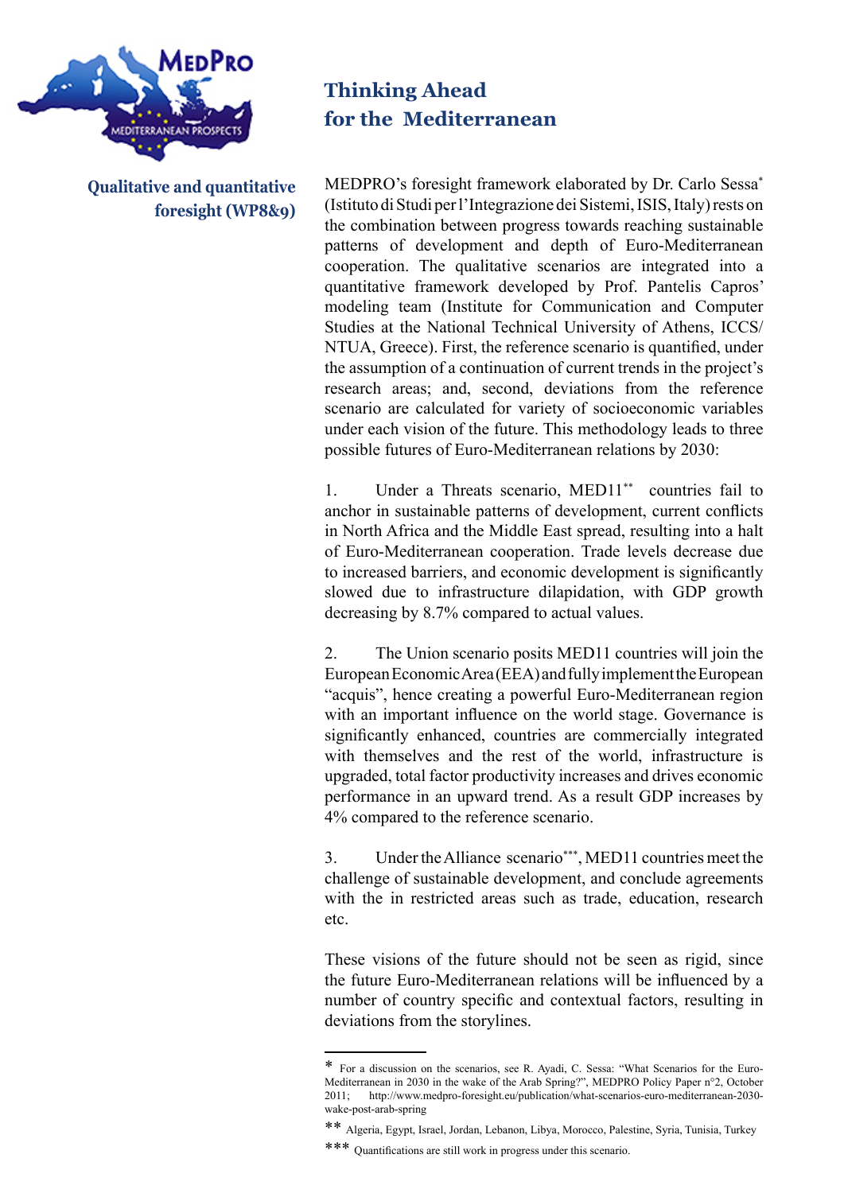## Thinking Ahead for the Mediterranean

**Qualitative and quantitative foresight (WP8&9)**

MEDPRO's foresight framework elaborated by Dr. Carlo Sessa* (Istituto di Studi per l'Integrazione dei Sistemi, ISIS, Italy) rests on the combination between progress towards reaching sustainable patterns of development and depth of Euro-Mediterranean cooperation. The qualitative scenarios are integrated into a quantitative framework developed by Prof. Pantelis Capros' modeling team (Institute for Communication and Computer Studies at the National Technical University of Athens, ICCS/NTUA, Greece). First, the reference scenario is quantified, under the assumption of a continuation of current trends in the project's research areas; and, second, deviations from the reference scenario are calculated for variety of socioeconomic variables under each vision of the future. This methodology leads to three possible futures of Euro-Mediterranean relations by 2030:

1. Under a Threats scenario, MED11** countries fail to anchor in sustainable patterns of development, current conflicts in North Africa and the Middle East spread, resulting into a halt of Euro-Mediterranean cooperation. Trade levels decrease due to increased barriers, and economic development is significantly slowed due to infrastructure dilapidation, with GDP growth decreasing by 8.7% compared to actual values.

2. The Union scenario posits MED11 countries will join the European Economic Area (EEA) and fully implement the European "acquis", hence creating a powerful Euro-Mediterranean region with an important influence on the world stage. Governance is significantly enhanced, countries are commercially integrated with themselves and the rest of the world, infrastructure is upgraded, total factor productivity increases and drives economic performance in an upward trend. As a result GDP increases by 4% compared to the reference scenario.

3. Under the Alliance scenario***, MED11 countries meet the challenge of sustainable development, and conclude agreements with the in restricted areas such as trade, education, research etc.

These visions of the future should not be seen as rigid, since the future Euro-Mediterranean relations will be influenced by a number of country specific and contextual factors, resulting in deviations from the storylines.

---

\* For a discussion on the scenarios, see R. Ayadi, C. Sessa: "What Scenarios for the Euro-Mediterranean in 2030 in the wake of the Arab Spring?", MEDPRO Policy Paper n°2, October 2011; http://www.medpro-foresight.eu/publication/what-scenarios-euro-mediterranean-2030-wake-post-arab-spring

\*\* Algeria, Egypt, Israel, Jordan, Lebanon, Libya, Morocco, Palestine, Syria, Tunisia, Turkey

\*\*\* Quantifications are still work in progress under this scenario.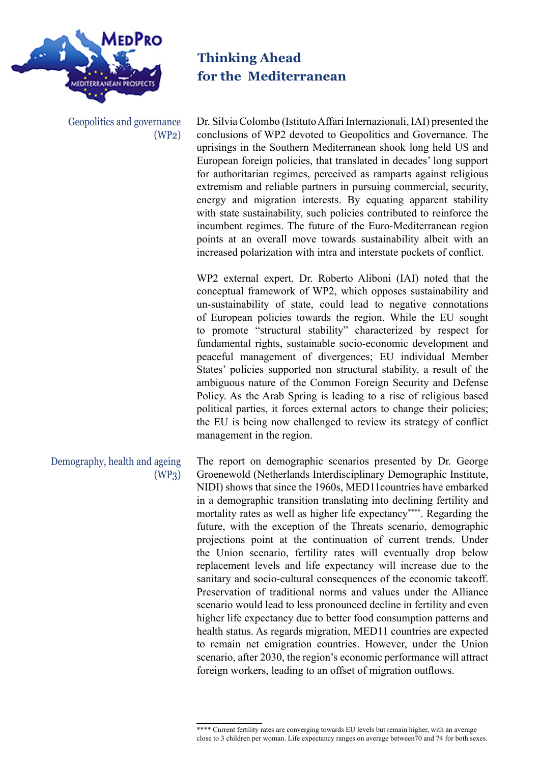## Thinking Ahead for the Mediterranean

### Geopolitics and governance (WP2)

Dr. Silvia Colombo (Istituto Affari Internazionali, IAI) presented the conclusions of WP2 devoted to Geopolitics and Governance. The uprisings in the Southern Mediterranean shook long held US and European foreign policies, that translated in decades' long support for authoritarian regimes, perceived as ramparts against religious extremism and reliable partners in pursuing commercial, security, energy and migration interests. By equating apparent stability with state sustainability, such policies contributed to reinforce the incumbent regimes. The future of the Euro-Mediterranean region points at an overall move towards sustainability albeit with an increased polarization with intra and interstate pockets of conflict.

WP2 external expert, Dr. Roberto Aliboni (IAI) noted that the conceptual framework of WP2, which opposes sustainability and un-sustainability of state, could lead to negative connotations of European policies towards the region. While the EU sought to promote "structural stability" characterized by respect for fundamental rights, sustainable socio-economic development and peaceful management of divergences; EU individual Member States' policies supported non structural stability, a result of the ambiguous nature of the Common Foreign Security and Defense Policy. As the Arab Spring is leading to a rise of religious based political parties, it forces external actors to change their policies; the EU is being now challenged to review its strategy of conflict management in the region.

### Demography, health and ageing (WP3)

The report on demographic scenarios presented by Dr. George Groenewold (Netherlands Interdisciplinary Demographic Institute, NIDI) shows that since the 1960s, MED11countries have embarked in a demographic transition translating into declining fertility and mortality rates as well as higher life expectancy****. Regarding the future, with the exception of the Threats scenario, demographic projections point at the continuation of current trends. Under the Union scenario, fertility rates will eventually drop below replacement levels and life expectancy will increase due to the sanitary and socio-cultural consequences of the economic takeoff. Preservation of traditional norms and values under the Alliance scenario would lead to less pronounced decline in fertility and even higher life expectancy due to better food consumption patterns and health status. As regards migration, MED11 countries are expected to remain net emigration countries. However, under the Union scenario, after 2030, the region's economic performance will attract foreign workers, leading to an offset of migration outflows.

**** Current fertility rates are converging towards EU levels but remain higher, with an average close to 3 children per woman. Life expectancy ranges on average between70 and 74 for both sexes.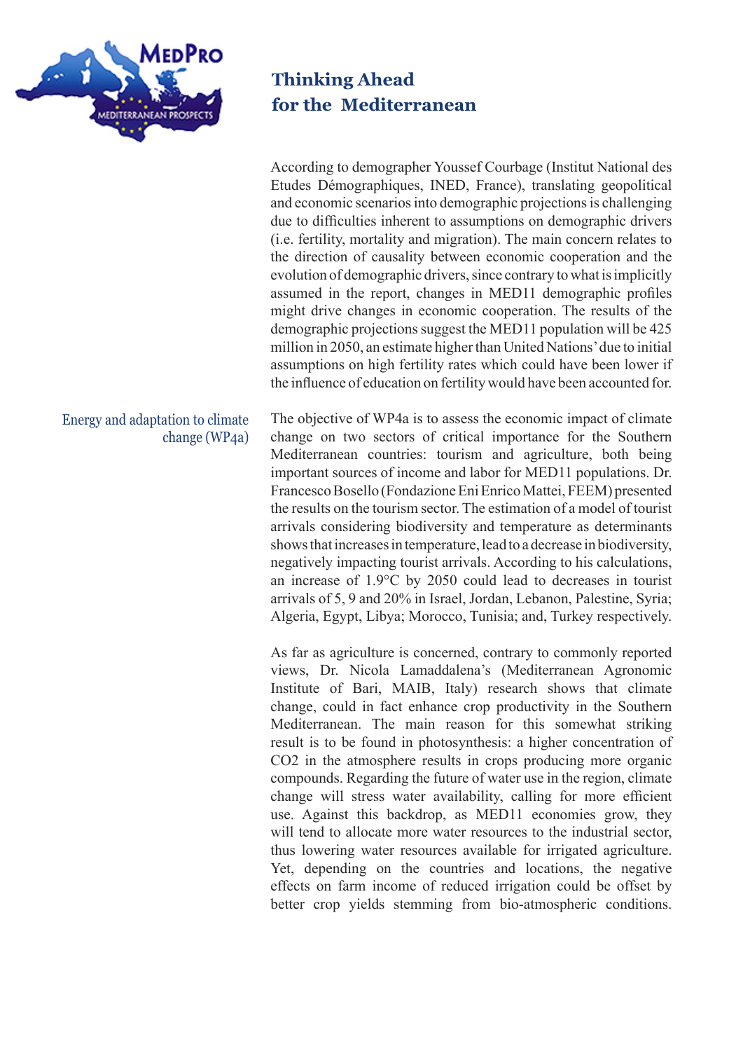## Thinking Ahead for the Mediterranean

According to demographer Youssef Courbage (Institut National des Etudes Démographiques, INED, France), translating geopolitical and economic scenarios into demographic projections is challenging due to difficulties inherent to assumptions on demographic drivers (i.e. fertility, mortality and migration). The main concern relates to the direction of causality between economic cooperation and the evolution of demographic drivers, since contrary to what is implicitly assumed in the report, changes in MED11 demographic profiles might drive changes in economic cooperation. The results of the demographic projections suggest the MED11 population will be 425 million in 2050, an estimate higher than United Nations' due to initial assumptions on high fertility rates which could have been lower if the influence of education on fertility would have been accounted for.

### Energy and adaptation to climate change (WP4a)

The objective of WP4a is to assess the economic impact of climate change on two sectors of critical importance for the Southern Mediterranean countries: tourism and agriculture, both being important sources of income and labor for MED11 populations. Dr. Francesco Bosello (Fondazione Eni Enrico Mattei, FEEM) presented the results on the tourism sector. The estimation of a model of tourist arrivals considering biodiversity and temperature as determinants shows that increases in temperature, lead to a decrease in biodiversity, negatively impacting tourist arrivals. According to his calculations, an increase of 1.9°C by 2050 could lead to decreases in tourist arrivals of 5, 9 and 20% in Israel, Jordan, Lebanon, Palestine, Syria; Algeria, Egypt, Libya; Morocco, Tunisia; and, Turkey respectively.

As far as agriculture is concerned, contrary to commonly reported views, Dr. Nicola Lamaddalena's (Mediterranean Agronomic Institute of Bari, MAIB, Italy) research shows that climate change, could in fact enhance crop productivity in the Southern Mediterranean. The main reason for this somewhat striking result is to be found in photosynthesis: a higher concentration of $CO_2$ in the atmosphere results in crops producing more organic compounds. Regarding the future of water use in the region, climate change will stress water availability, calling for more efficient use. Against this backdrop, as MED11 economies grow, they will tend to allocate more water resources to the industrial sector, thus lowering water resources available for irrigated agriculture. Yet, depending on the countries and locations, the negative effects on farm income of reduced irrigation could be offset by better crop yields stemming from bio-atmospheric conditions.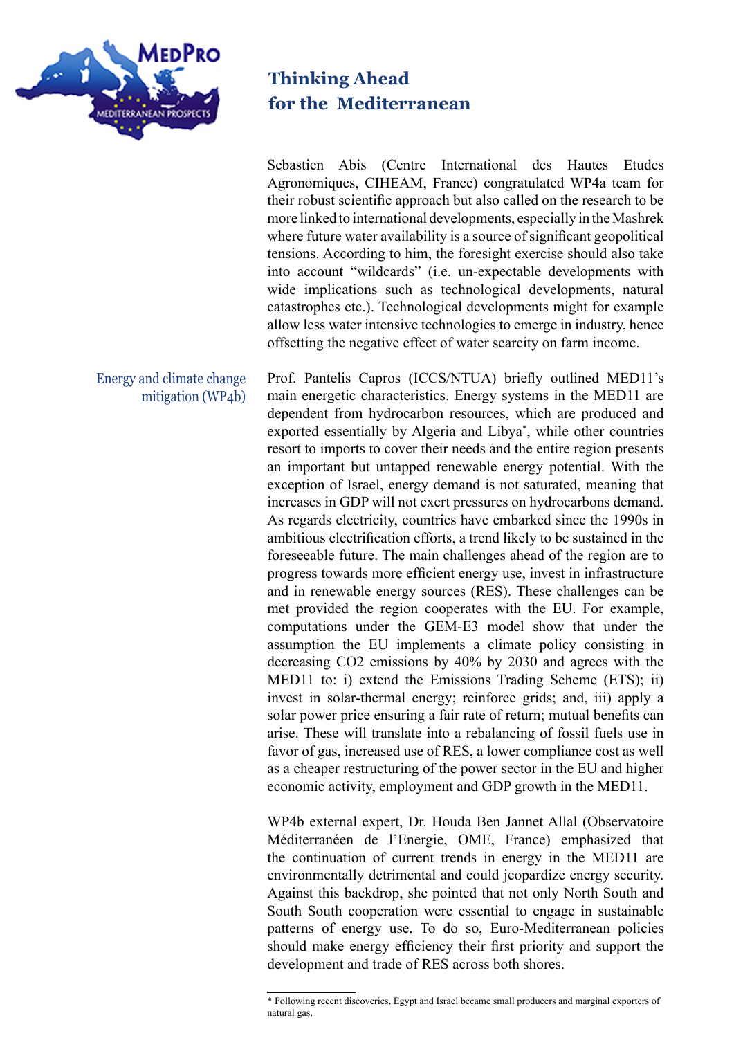Sebastien Abis (Centre International des Hautes Etudes Agronomiques, CIHEAM, France) congratulated WP4a team for their robust scientific approach but also called on the research to be more linked to international developments, especially in the Mashrek where future water availability is a source of significant geopolitical tensions. According to him, the foresight exercise should also take into account "wildcards" (i.e. un-expectable developments with wide implications such as technological developments, natural catastrophes etc.). Technological developments might for example allow less water intensive technologies to emerge in industry, hence offsetting the negative effect of water scarcity on farm income.

## Energy and climate change mitigation (WP4b)

Prof. Pantelis Capros (ICCS/NTUA) briefly outlined MED11's main energetic characteristics. Energy systems in the MED11 are dependent from hydrocarbon resources, which are produced and exported essentially by Algeria and Libya*, while other countries resort to imports to cover their needs and the entire region presents an important but untapped renewable energy potential. With the exception of Israel, energy demand is not saturated, meaning that increases in GDP will not exert pressures on hydrocarbons demand. As regards electricity, countries have embarked since the 1990s in ambitious electrification efforts, a trend likely to be sustained in the foreseeable future. The main challenges ahead of the region are to progress towards more efficient energy use, invest in infrastructure and in renewable energy sources (RES). These challenges can be met provided the region cooperates with the EU. For example, computations under the GEM-E3 model show that under the assumption the EU implements a climate policy consisting in decreasing $CO_2$ emissions by 40% by 2030 and agrees with the MED11 to: i) extend the Emissions Trading Scheme (ETS); ii) invest in solar-thermal energy; reinforce grids; and, iii) apply a solar power price ensuring a fair rate of return; mutual benefits can arise. These will translate into a rebalancing of fossil fuels use in favor of gas, increased use of RES, a lower compliance cost as well as a cheaper restructuring of the power sector in the EU and higher economic activity, employment and GDP growth in the MED11.

WP4b external expert, Dr. Houda Ben Jannet Allal (Observatoire Méditerranéen de l'Energie, OME, France) emphasized that the continuation of current trends in energy in the MED11 are environmentally detrimental and could jeopardize energy security. Against this backdrop, she pointed that not only North South and South South cooperation were essential to engage in sustainable patterns of energy use. To do so, Euro-Mediterranean policies should make energy efficiency their first priority and support the development and trade of RES across both shores.

* Following recent discoveries, Egypt and Israel became small producers and marginal exporters of natural gas.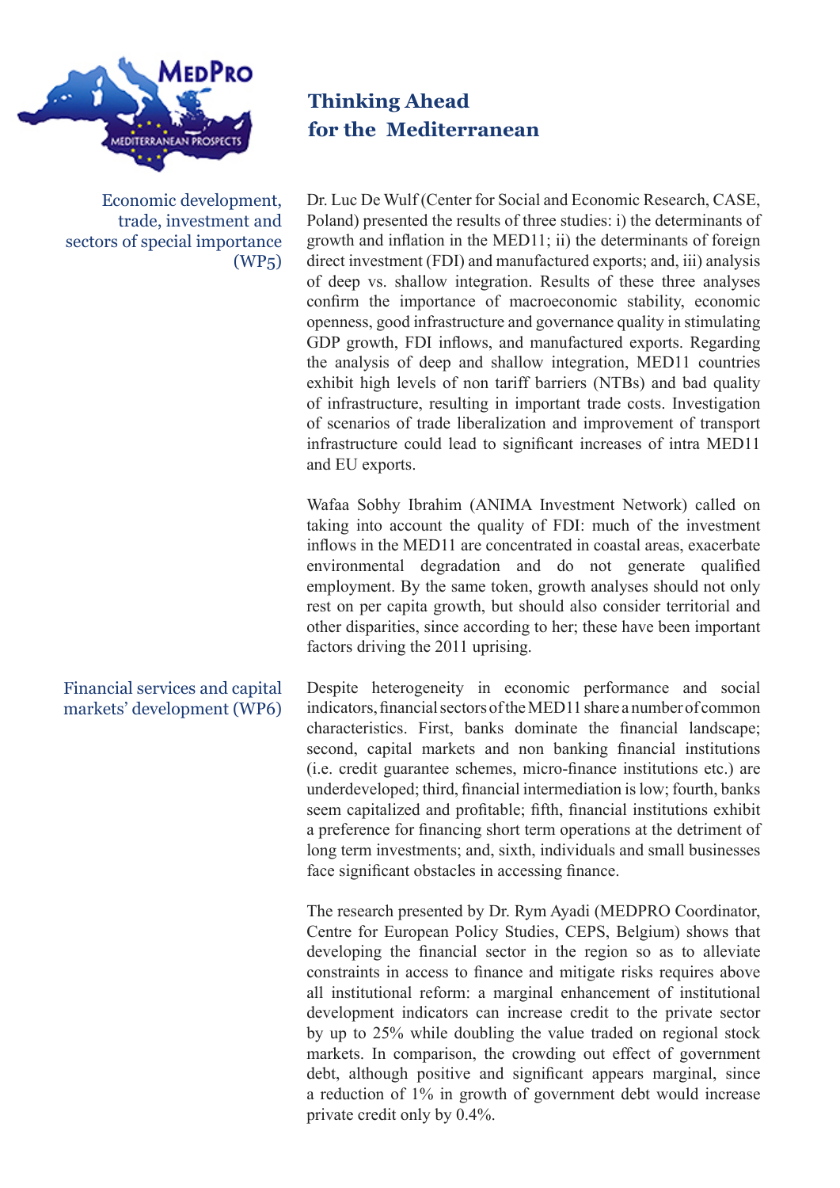## Thinking Ahead for the Mediterranean

### Economic development, trade, investment and sectors of special importance (WP5)

Dr. Luc De Wulf (Center for Social and Economic Research, CASE, Poland) presented the results of three studies: i) the determinants of growth and inflation in the MED11; ii) the determinants of foreign direct investment (FDI) and manufactured exports; and, iii) analysis of deep vs. shallow integration. Results of these three analyses confirm the importance of macroeconomic stability, economic openness, good infrastructure and governance quality in stimulating GDP growth, FDI inflows, and manufactured exports. Regarding the analysis of deep and shallow integration, MED11 countries exhibit high levels of non tariff barriers (NTBs) and bad quality of infrastructure, resulting in important trade costs. Investigation of scenarios of trade liberalization and improvement of transport infrastructure could lead to significant increases of intra MED11 and EU exports.

Wafaa Sobhy Ibrahim (ANIMA Investment Network) called on taking into account the quality of FDI: much of the investment inflows in the MED11 are concentrated in coastal areas, exacerbate environmental degradation and do not generate qualified employment. By the same token, growth analyses should not only rest on per capita growth, but should also consider territorial and other disparities, since according to her; these have been important factors driving the 2011 uprising.

### Financial services and capital markets' development (WP6)

Despite heterogeneity in economic performance and social indicators, financial sectors of the MED11 share a number of common characteristics. First, banks dominate the financial landscape; second, capital markets and non banking financial institutions (i.e. credit guarantee schemes, micro-finance institutions etc.) are underdeveloped; third, financial intermediation is low; fourth, banks seem capitalized and profitable; fifth, financial institutions exhibit a preference for financing short term operations at the detriment of long term investments; and, sixth, individuals and small businesses face significant obstacles in accessing finance.

The research presented by Dr. Rym Ayadi (MEDPRO Coordinator, Centre for European Policy Studies, CEPS, Belgium) shows that developing the financial sector in the region so as to alleviate constraints in access to finance and mitigate risks requires above all institutional reform: a marginal enhancement of institutional development indicators can increase credit to the private sector by up to 25% while doubling the value traded on regional stock markets. In comparison, the crowding out effect of government debt, although positive and significant appears marginal, since a reduction of 1% in growth of government debt would increase private credit only by 0.4%.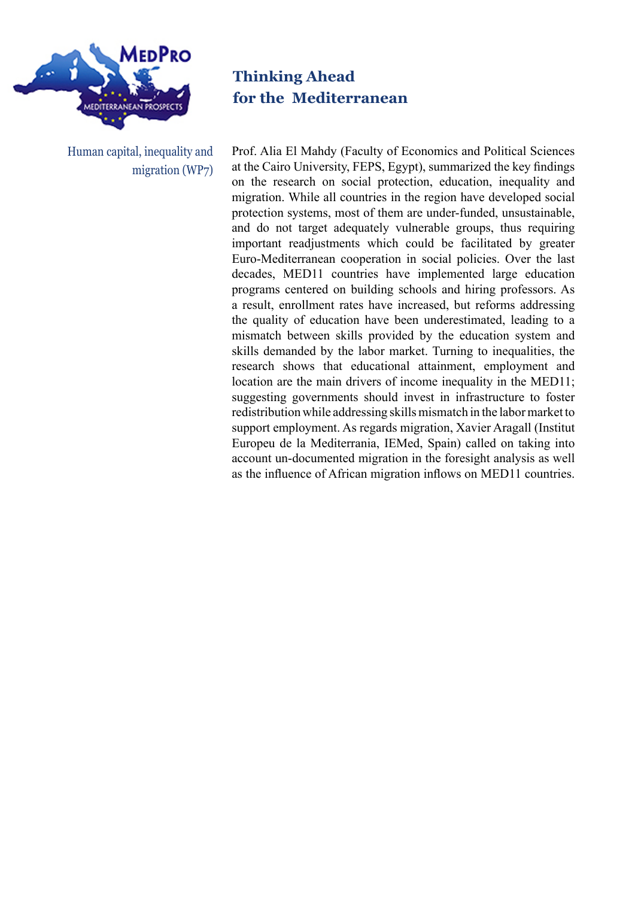**Thinking Ahead for the Mediterranean**

Human capital, inequality and migration (WP7)

Prof. Alia El Mahdy (Faculty of Economics and Political Sciences at the Cairo University, FEPS, Egypt), summarized the key findings on the research on social protection, education, inequality and migration. While all countries in the region have developed social protection systems, most of them are under-funded, unsustainable, and do not target adequately vulnerable groups, thus requiring important readjustments which could be facilitated by greater Euro-Mediterranean cooperation in social policies. Over the last decades, MED11 countries have implemented large education programs centered on building schools and hiring professors. As a result, enrollment rates have increased, but reforms addressing the quality of education have been underestimated, leading to a mismatch between skills provided by the education system and skills demanded by the labor market. Turning to inequalities, the research shows that educational attainment, employment and location are the main drivers of income inequality in the MED11; suggesting governments should invest in infrastructure to foster redistribution while addressing skills mismatch in the labor market to support employment. As regards migration, Xavier Aragall (Institut Europeu de la Mediterrania, IEMed, Spain) called on taking into account un-documented migration in the foresight analysis as well as the influence of African migration inflows on MED11 countries.